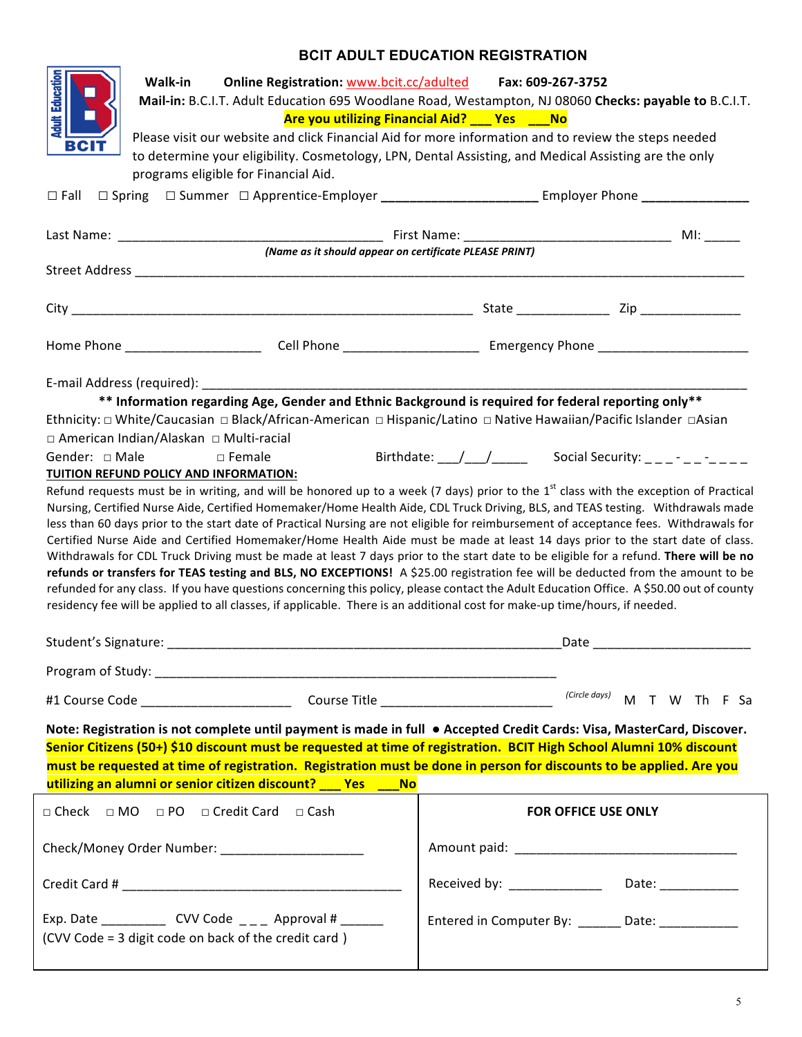# BCIT ADULT EDUCATION REGISTRATION

**Walk-in** **Online Registration:** www.bcit.cc/adulted **Fax: 609-267-3752**

**Mail-in:** B.C.I.T. Adult Education 695 Woodlane Road, Westampton, NJ 08060 **Checks: payable to** B.C.I.T.

**Are you utilizing Financial Aid? ___ Yes ___No**

Please visit our website and click Financial Aid for more information and to review the steps needed to determine your eligibility. Cosmetology, LPN, Dental Assisting, and Medical Assisting are the only programs eligible for Financial Aid.

☐ Fall ☐ Spring ☐ Summer ☐ Apprentice-Employer ____________________ Employer Phone ______________

Last Name: ___________________________________ First Name: ____________________________ MI: _____

***(Name as it should appear on certificate PLEASE PRINT)***

Street Address ____________________________________________________________________________________

City _____________________________________________________ State ____________ Zip _____________

Home Phone __________________ Cell Phone __________________ Emergency Phone ____________________

E-mail Address (required): ________________________________________________________________________

**\*\* Information regarding Age, Gender and Ethnic Background is required for federal reporting only\*\***

Ethnicity: ☐ White/Caucasian ☐ Black/African-American ☐ Hispanic/Latino ☐ Native Hawaiian/Pacific Islander ☐ Asian ☐ American Indian/Alaskan ☐ Multi-racial

Gender: ☐ Male ☐ Female Birthdate: ___/___/_____ Social Security: _ _ _ - _ _ - _ _ _ _

**TUITION REFUND POLICY AND INFORMATION:**

Refund requests must be in writing, and will be honored up to a week (7 days) prior to the 1st class with the exception of Practical Nursing, Certified Nurse Aide, Certified Homemaker/Home Health Aide, CDL Truck Driving, BLS, and TEAS testing. Withdrawals made less than 60 days prior to the start date of Practical Nursing are not eligible for reimbursement of acceptance fees. Withdrawals for Certified Nurse Aide and Certified Homemaker/Home Health Aide must be made at least 14 days prior to the start date of class. Withdrawals for CDL Truck Driving must be made at least 7 days prior to the start date to be eligible for a refund. **There will be no refunds or transfers for TEAS testing and BLS, NO EXCEPTIONS!** A $25.00 registration fee will be deducted from the amount to be refunded for any class. If you have questions concerning this policy, please contact the Adult Education Office. A $50.00 out of county residency fee will be applied to all classes, if applicable. There is an additional cost for make-up time/hours, if needed.

Student's Signature: ____________________________________________________ Date ____________________

Program of Study: ______________________________________________________

#1 Course Code ____________________ Course Title ______________________ *(Circle days)* M T W Th F Sa

**Note: Registration is not complete until payment is made in full ● Accepted Credit Cards: Visa, MasterCard, Discover.**

**Senior Citizens (50+) $10 discount must be requested at time of registration. BCIT High School Alumni 10% discount must be requested at time of registration. Registration must be done in person for discounts to be applied. Are you utilizing an alumni or senior citizen discount? ___ Yes ___No**

| ☐ Check ☐ MO ☐ PO ☐ Credit Card ☐ Cash | **FOR OFFICE USE ONLY** |
|---|---|
| Check/Money Order Number: ___________________ | Amount paid: ______________________________ |
| Credit Card # ______________________________________ | Received by: ____________ Date: ___________ |
| Exp. Date _________ CVV Code _ _ _ Approval # ______ (CVV Code = 3 digit code on back of the credit card ) | Entered in Computer By: ______ Date: ___________ |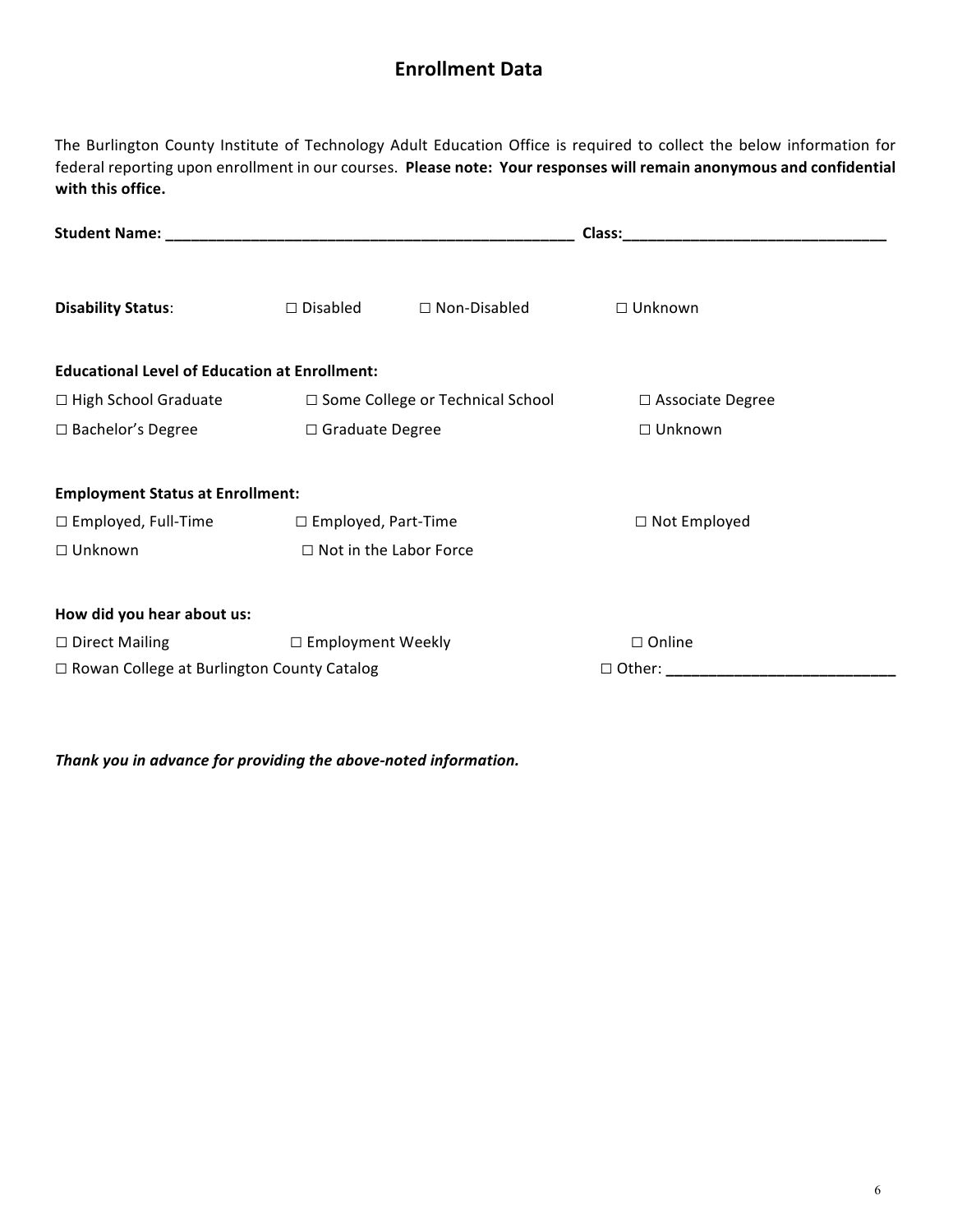# Enrollment Data

The Burlington County Institute of Technology Adult Education Office is required to collect the below information for federal reporting upon enrollment in our courses. **Please note: Your responses will remain anonymous and confidential with this office.**

**Student Name: ___________________________________________________ Class:________________________________**

**Disability Status**: ☐ Disabled ☐ Non-Disabled ☐ Unknown

**Educational Level of Education at Enrollment:**

☐ High School Graduate ☐ Some College or Technical School ☐ Associate Degree

☐ Bachelor's Degree ☐ Graduate Degree ☐ Unknown

**Employment Status at Enrollment:**

☐ Employed, Full-Time ☐ Employed, Part-Time ☐ Not Employed

☐ Unknown ☐ Not in the Labor Force

**How did you hear about us:**

☐ Direct Mailing ☐ Employment Weekly ☐ Online

☐ Rowan College at Burlington County Catalog ☐ Other: ___________________________

***Thank you in advance for providing the above-noted information.***